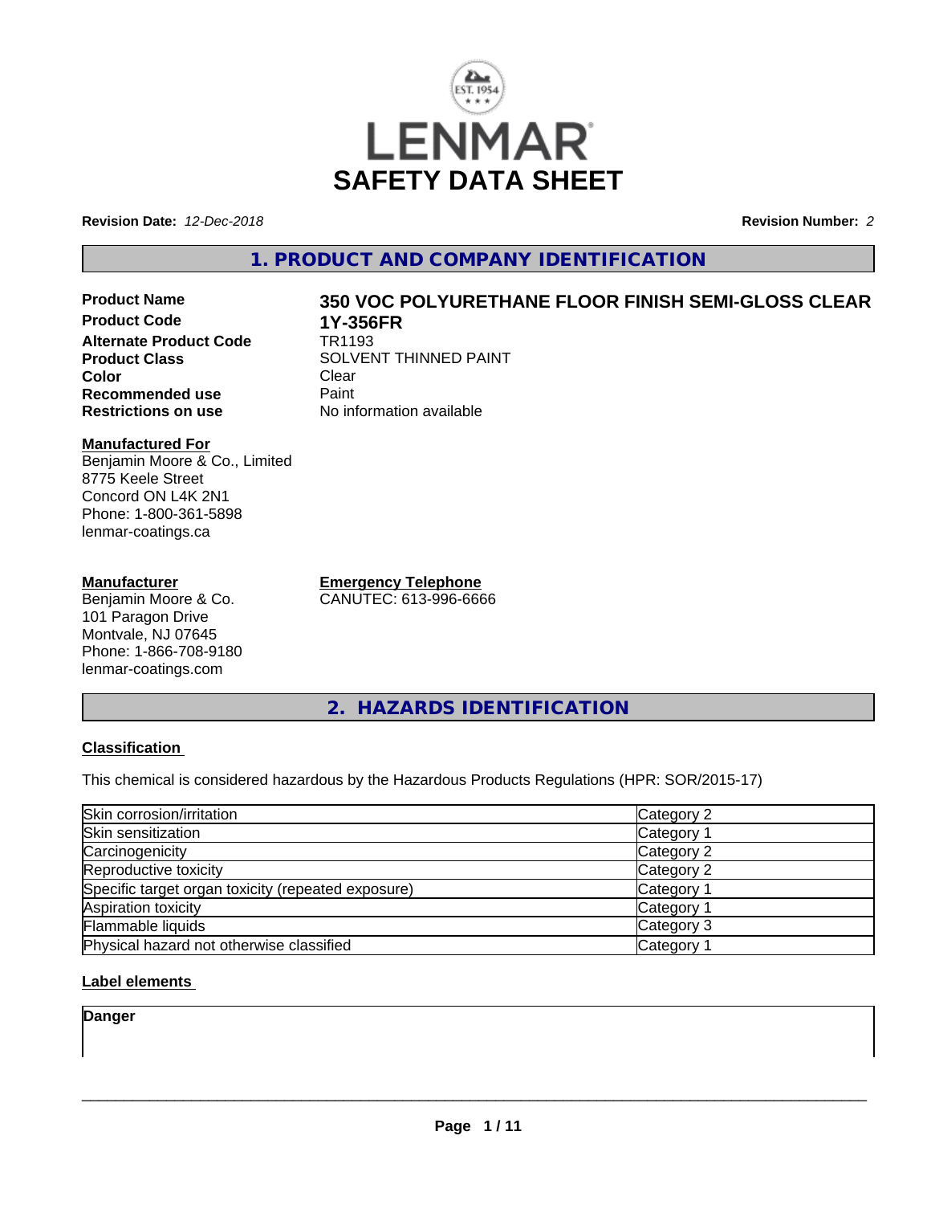LENMAR

# SAFETY DATA SHEET

**Revision Date:** *12-Dec-2018* **Revision Number:** *2*

## 1. PRODUCT AND COMPANY IDENTIFICATION

**Product Name** **350 VOC POLYURETHANE FLOOR FINISH SEMI-GLOSS CLEAR**
**Product Code** **1Y-356FR**
**Alternate Product Code** TR1193
**Product Class** SOLVENT THINNED PAINT
**Color** Clear
**Recommended use** Paint
**Restrictions on use** No information available

**Manufactured For**
Benjamin Moore & Co., Limited
8775 Keele Street
Concord ON L4K 2N1
Phone: 1-800-361-5898
lenmar-coatings.ca

**Manufacturer**
Benjamin Moore & Co.
101 Paragon Drive
Montvale, NJ 07645
Phone: 1-866-708-9180
lenmar-coatings.com

**Emergency Telephone**
CANUTEC: 613-996-6666

## 2. HAZARDS IDENTIFICATION

**Classification**

This chemical is considered hazardous by the Hazardous Products Regulations (HPR: SOR/2015-17)

| Hazard | Category |
|---|---|
| Skin corrosion/irritation | Category 2 |
| Skin sensitization | Category 1 |
| Carcinogenicity | Category 2 |
| Reproductive toxicity | Category 2 |
| Specific target organ toxicity (repeated exposure) | Category 1 |
| Aspiration toxicity | Category 1 |
| Flammable liquids | Category 3 |
| Physical hazard not otherwise classified | Category 1 |

**Label elements**

**Danger**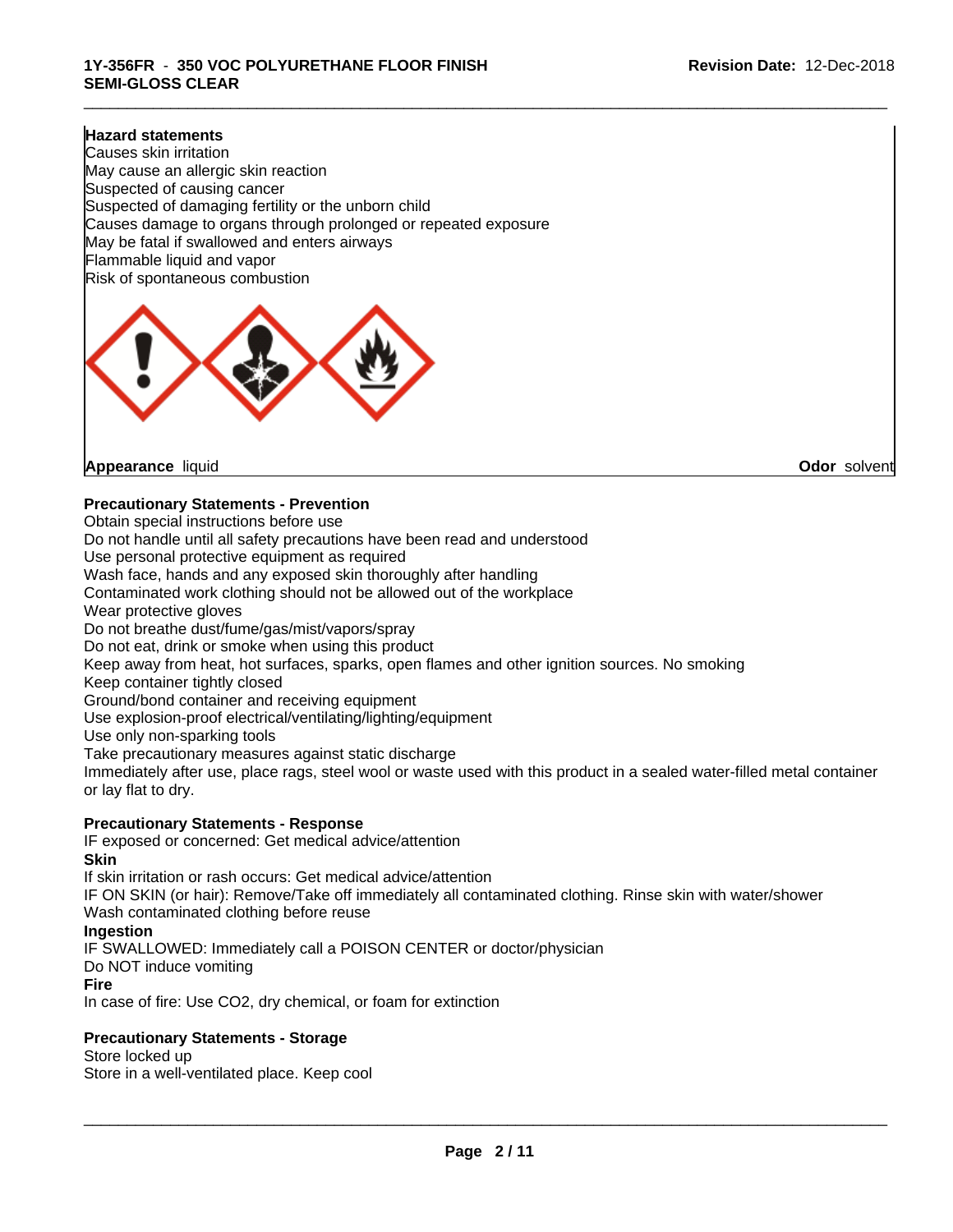**Hazard statements**

Causes skin irritation
May cause an allergic skin reaction
Suspected of causing cancer
Suspected of damaging fertility or the unborn child
Causes damage to organs through prolonged or repeated exposure
May be fatal if swallowed and enters airways
Flammable liquid and vapor
Risk of spontaneous combustion

**Appearance** liquid **Odor** solvent

**Precautionary Statements - Prevention**

Obtain special instructions before use
Do not handle until all safety precautions have been read and understood
Use personal protective equipment as required
Wash face, hands and any exposed skin thoroughly after handling
Contaminated work clothing should not be allowed out of the workplace
Wear protective gloves
Do not breathe dust/fume/gas/mist/vapors/spray
Do not eat, drink or smoke when using this product
Keep away from heat, hot surfaces, sparks, open flames and other ignition sources. No smoking
Keep container tightly closed
Ground/bond container and receiving equipment
Use explosion-proof electrical/ventilating/lighting/equipment
Use only non-sparking tools
Take precautionary measures against static discharge
Immediately after use, place rags, steel wool or waste used with this product in a sealed water-filled metal container or lay flat to dry.

**Precautionary Statements - Response**

IF exposed or concerned: Get medical advice/attention

**Skin**

If skin irritation or rash occurs: Get medical advice/attention
IF ON SKIN (or hair): Remove/Take off immediately all contaminated clothing. Rinse skin with water/shower
Wash contaminated clothing before reuse

**Ingestion**

IF SWALLOWED: Immediately call a POISON CENTER or doctor/physician
Do NOT induce vomiting

**Fire**

In case of fire: Use CO2, dry chemical, or foam for extinction

**Precautionary Statements - Storage**

Store locked up
Store in a well-ventilated place. Keep cool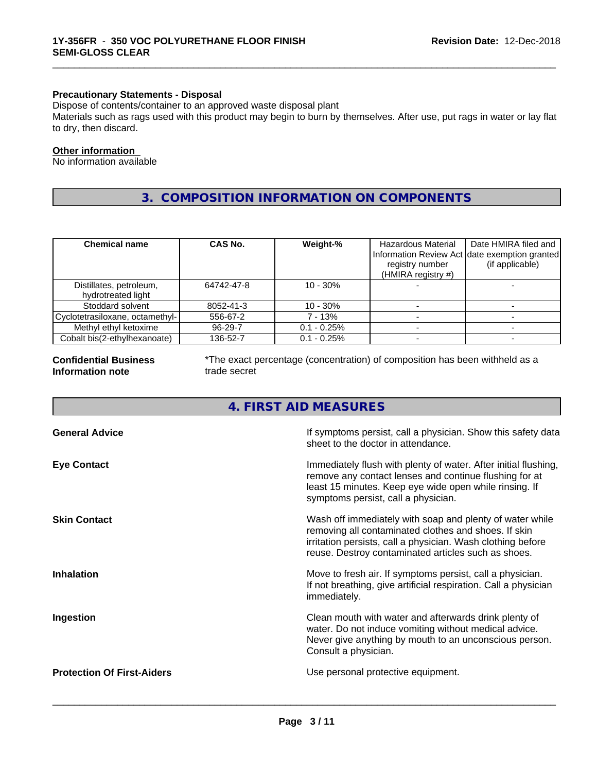#### Precautionary Statements - Disposal

Dispose of contents/container to an approved waste disposal plant

Materials such as rags used with this product may begin to burn by themselves. After use, put rags in water or lay flat to dry, then discard.

**Other information**

No information available

## 3. COMPOSITION INFORMATION ON COMPONENTS

| Chemical name | CAS No. | Weight-% | Hazardous Material Information Review Act registry number (HMIRA registry #) | Date HMIRA filed and date exemption granted (if applicable) |
|---|---|---|---|---|
| Distillates, petroleum, hydrotreated light | 64742-47-8 | 10 - 30% | - | - |
| Stoddard solvent | 8052-41-3 | 10 - 30% | - | - |
| Cyclotetrasiloxane, octamethyl- | 556-67-2 | 7 - 13% | - | - |
| Methyl ethyl ketoxime | 96-29-7 | 0.1 - 0.25% | - | - |
| Cobalt bis(2-ethylhexanoate) | 136-52-7 | 0.1 - 0.25% | - | - |

**Confidential Business Information note**

*The exact percentage (concentration) of composition has been withheld as a trade secret

## 4. FIRST AID MEASURES

**General Advice**

If symptoms persist, call a physician. Show this safety data sheet to the doctor in attendance.

**Eye Contact**

Immediately flush with plenty of water. After initial flushing, remove any contact lenses and continue flushing for at least 15 minutes. Keep eye wide open while rinsing. If symptoms persist, call a physician.

**Skin Contact**

Wash off immediately with soap and plenty of water while removing all contaminated clothes and shoes. If skin irritation persists, call a physician. Wash clothing before reuse. Destroy contaminated articles such as shoes.

**Inhalation**

Move to fresh air. If symptoms persist, call a physician. If not breathing, give artificial respiration. Call a physician immediately.

**Ingestion**

Clean mouth with water and afterwards drink plenty of water. Do not induce vomiting without medical advice. Never give anything by mouth to an unconscious person. Consult a physician.

**Protection Of First-Aiders**

Use personal protective equipment.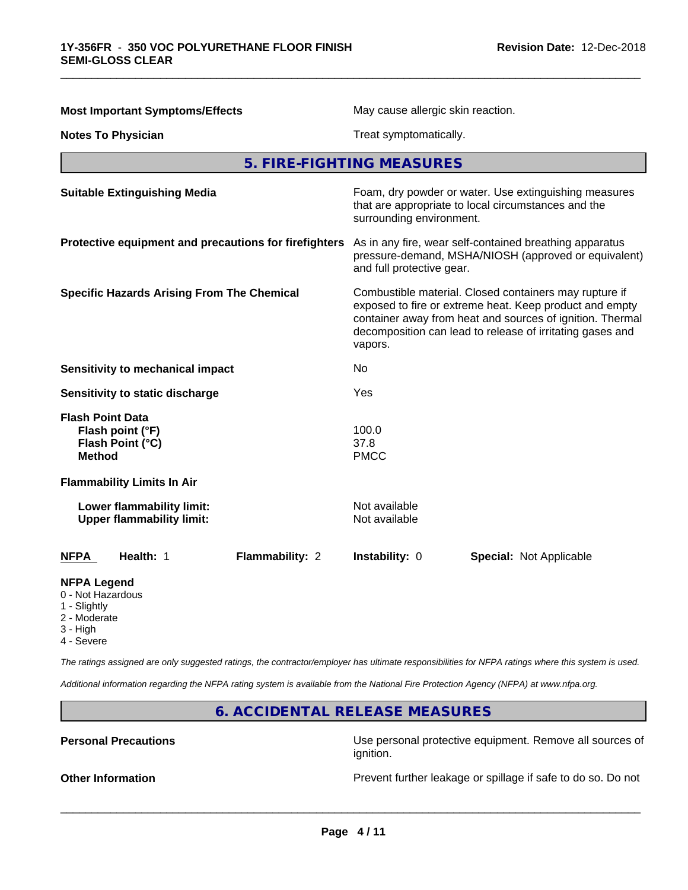**Most Important Symptoms/Effects** May cause allergic skin reaction.

**Notes To Physician** Treat symptomatically.

## 5. FIRE-FIGHTING MEASURES

| | |
|---|---|
| **Suitable Extinguishing Media** | Foam, dry powder or water. Use extinguishing measures that are appropriate to local circumstances and the surrounding environment. |
| **Protective equipment and precautions for firefighters** | As in any fire, wear self-contained breathing apparatus pressure-demand, MSHA/NIOSH (approved or equivalent) and full protective gear. |
| **Specific Hazards Arising From The Chemical** | Combustible material. Closed containers may rupture if exposed to fire or extreme heat. Keep product and empty container away from heat and sources of ignition. Thermal decomposition can lead to release of irritating gases and vapors. |
| **Sensitivity to mechanical impact** | No |
| **Sensitivity to static discharge** | Yes |

**Flash Point Data**

| | |
|---|---|
| **Flash point (°F)** | 100.0 |
| **Flash Point (°C)** | 37.8 |
| **Method** | PMCC |

**Flammability Limits In Air**

| | |
|---|---|
| **Lower flammability limit:** | Not available |
| **Upper flammability limit:** | Not available |

| **NFPA** | **Health:** 1 | **Flammability:** 2 | **Instability:** 0 | **Special:** Not Applicable |
|---|---|---|---|---|

**NFPA Legend**
- 0 - Not Hazardous
- 1 - Slightly
- 2 - Moderate
- 3 - High
- 4 - Severe

*The ratings assigned are only suggested ratings, the contractor/employer has ultimate responsibilities for NFPA ratings where this system is used.*

*Additional information regarding the NFPA rating system is available from the National Fire Protection Agency (NFPA) at www.nfpa.org.*

## 6. ACCIDENTAL RELEASE MEASURES

| | |
|---|---|
| **Personal Precautions** | Use personal protective equipment. Remove all sources of ignition. |
| **Other Information** | Prevent further leakage or spillage if safe to do so. Do not |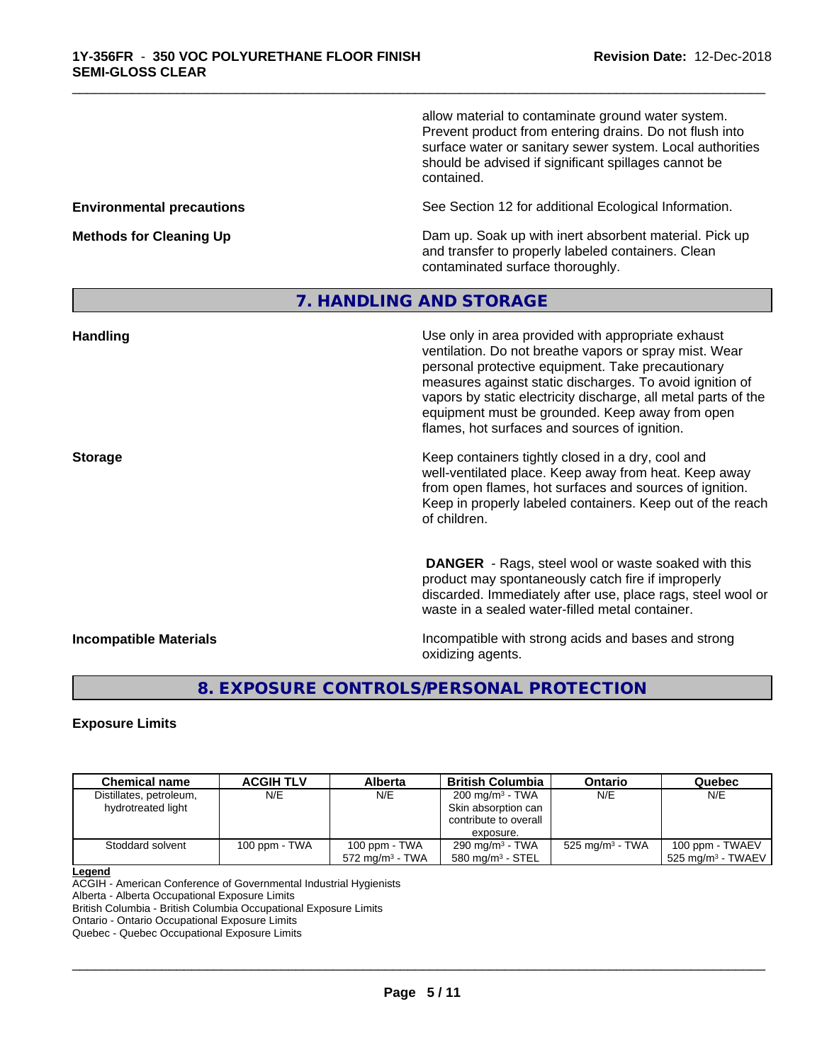allow material to contaminate ground water system. Prevent product from entering drains. Do not flush into surface water or sanitary sewer system. Local authorities should be advised if significant spillages cannot be contained.

**Environmental precautions**

See Section 12 for additional Ecological Information.

**Methods for Cleaning Up**

Dam up. Soak up with inert absorbent material. Pick up and transfer to properly labeled containers. Clean contaminated surface thoroughly.

## 7. HANDLING AND STORAGE

**Handling**

Use only in area provided with appropriate exhaust ventilation. Do not breathe vapors or spray mist. Wear personal protective equipment. Take precautionary measures against static discharges. To avoid ignition of vapors by static electricity discharge, all metal parts of the equipment must be grounded. Keep away from open flames, hot surfaces and sources of ignition.

**Storage**

Keep containers tightly closed in a dry, cool and well-ventilated place. Keep away from heat. Keep away from open flames, hot surfaces and sources of ignition. Keep in properly labeled containers. Keep out of the reach of children.

**DANGER** - Rags, steel wool or waste soaked with this product may spontaneously catch fire if improperly discarded. Immediately after use, place rags, steel wool or waste in a sealed water-filled metal container.

**Incompatible Materials**

Incompatible with strong acids and bases and strong oxidizing agents.

## 8. EXPOSURE CONTROLS/PERSONAL PROTECTION

**Exposure Limits**

| Chemical name | ACGIH TLV | Alberta | British Columbia | Ontario | Quebec |
|---|---|---|---|---|---|
| Distillates, petroleum, hydrotreated light | N/E | N/E | 200 mg/m³ - TWA Skin absorption can contribute to overall exposure. | N/E | N/E |
| Stoddard solvent | 100 ppm - TWA | 100 ppm - TWA 572 mg/m³ - TWA | 290 mg/m³ - TWA 580 mg/m³ - STEL | 525 mg/m³ - TWA | 100 ppm - TWAEV 525 mg/m³ - TWAEV |

**Legend**
ACGIH - American Conference of Governmental Industrial Hygienists
Alberta - Alberta Occupational Exposure Limits
British Columbia - British Columbia Occupational Exposure Limits
Ontario - Ontario Occupational Exposure Limits
Quebec - Quebec Occupational Exposure Limits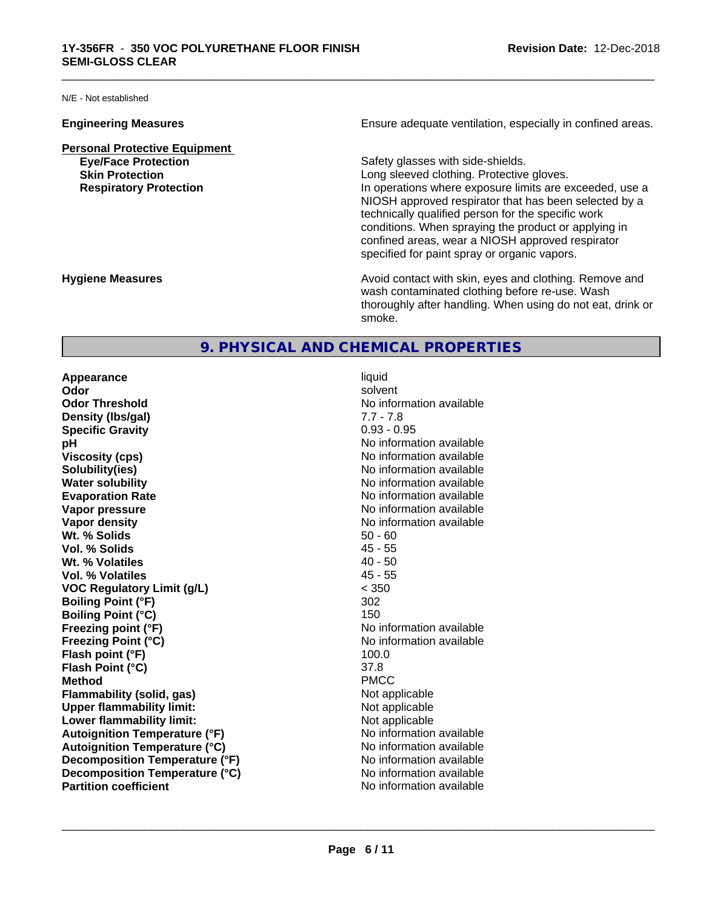N/E - Not established

| | |
|---|---|
| **Engineering Measures** | Ensure adequate ventilation, especially in confined areas. |

**Personal Protective Equipment**

| | |
|---|---|
| **Eye/Face Protection** | Safety glasses with side-shields. |
| **Skin Protection** | Long sleeved clothing. Protective gloves. |
| **Respiratory Protection** | In operations where exposure limits are exceeded, use a NIOSH approved respirator that has been selected by a technically qualified person for the specific work conditions. When spraying the product or applying in confined areas, wear a NIOSH approved respirator specified for paint spray or organic vapors. |

| | |
|---|---|
| **Hygiene Measures** | Avoid contact with skin, eyes and clothing. Remove and wash contaminated clothing before re-use. Wash thoroughly after handling. When using do not eat, drink or smoke. |

## 9. PHYSICAL AND CHEMICAL PROPERTIES

| | |
|---|---|
| **Appearance** | liquid |
| **Odor** | solvent |
| **Odor Threshold** | No information available |
| **Density (lbs/gal)** | 7.7 - 7.8 |
| **Specific Gravity** | 0.93 - 0.95 |
| **pH** | No information available |
| **Viscosity (cps)** | No information available |
| **Solubility(ies)** | No information available |
| **Water solubility** | No information available |
| **Evaporation Rate** | No information available |
| **Vapor pressure** | No information available |
| **Vapor density** | No information available |
| **Wt. % Solids** | 50 - 60 |
| **Vol. % Solids** | 45 - 55 |
| **Wt. % Volatiles** | 40 - 50 |
| **Vol. % Volatiles** | 45 - 55 |
| **VOC Regulatory Limit (g/L)** | < 350 |
| **Boiling Point (°F)** | 302 |
| **Boiling Point (°C)** | 150 |
| **Freezing point (°F)** | No information available |
| **Freezing Point (°C)** | No information available |
| **Flash point (°F)** | 100.0 |
| **Flash Point (°C)** | 37.8 |
| **Method** | PMCC |
| **Flammability (solid, gas)** | Not applicable |
| **Upper flammability limit:** | Not applicable |
| **Lower flammability limit:** | Not applicable |
| **Autoignition Temperature (°F)** | No information available |
| **Autoignition Temperature (°C)** | No information available |
| **Decomposition Temperature (°F)** | No information available |
| **Decomposition Temperature (°C)** | No information available |
| **Partition coefficient** | No information available |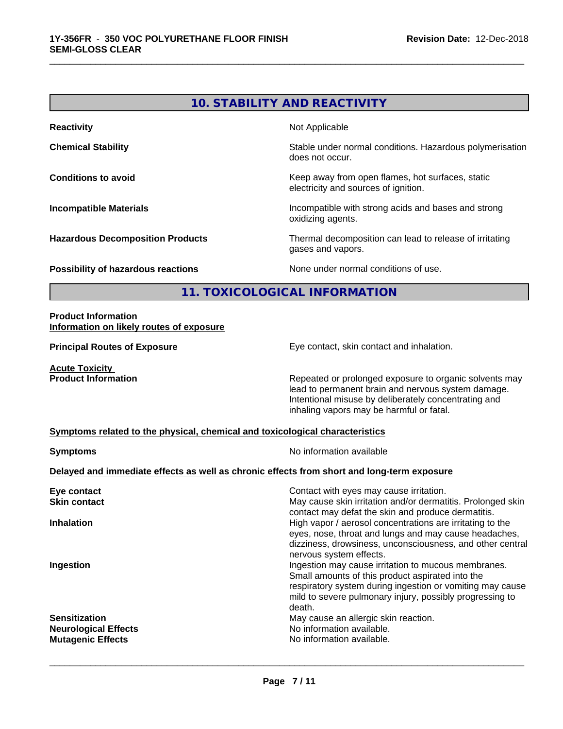## 10. STABILITY AND REACTIVITY

| | |
|---|---|
| **Reactivity** | Not Applicable |
| **Chemical Stability** | Stable under normal conditions. Hazardous polymerisation does not occur. |
| **Conditions to avoid** | Keep away from open flames, hot surfaces, static electricity and sources of ignition. |
| **Incompatible Materials** | Incompatible with strong acids and bases and strong oxidizing agents. |
| **Hazardous Decomposition Products** | Thermal decomposition can lead to release of irritating gases and vapors. |
| **Possibility of hazardous reactions** | None under normal conditions of use. |

## 11. TOXICOLOGICAL INFORMATION

**Product Information**

**Information on likely routes of exposure**

| | |
|---|---|
| **Principal Routes of Exposure** | Eye contact, skin contact and inhalation. |

**Acute Toxicity**

| | |
|---|---|
| **Product Information** | Repeated or prolonged exposure to organic solvents may lead to permanent brain and nervous system damage. Intentional misuse by deliberately concentrating and inhaling vapors may be harmful or fatal. |

**Symptoms related to the physical, chemical and toxicological characteristics**

| | |
|---|---|
| **Symptoms** | No information available |

**Delayed and immediate effects as well as chronic effects from short and long-term exposure**

| | |
|---|---|
| **Eye contact** | Contact with eyes may cause irritation. |
| **Skin contact** | May cause skin irritation and/or dermatitis. Prolonged skin contact may defat the skin and produce dermatitis. |
| **Inhalation** | High vapor / aerosol concentrations are irritating to the eyes, nose, throat and lungs and may cause headaches, dizziness, drowsiness, unconsciousness, and other central nervous system effects. |
| **Ingestion** | Ingestion may cause irritation to mucous membranes. Small amounts of this product aspirated into the respiratory system during ingestion or vomiting may cause mild to severe pulmonary injury, possibly progressing to death. |
| **Sensitization** | May cause an allergic skin reaction. |
| **Neurological Effects** | No information available. |
| **Mutagenic Effects** | No information available. |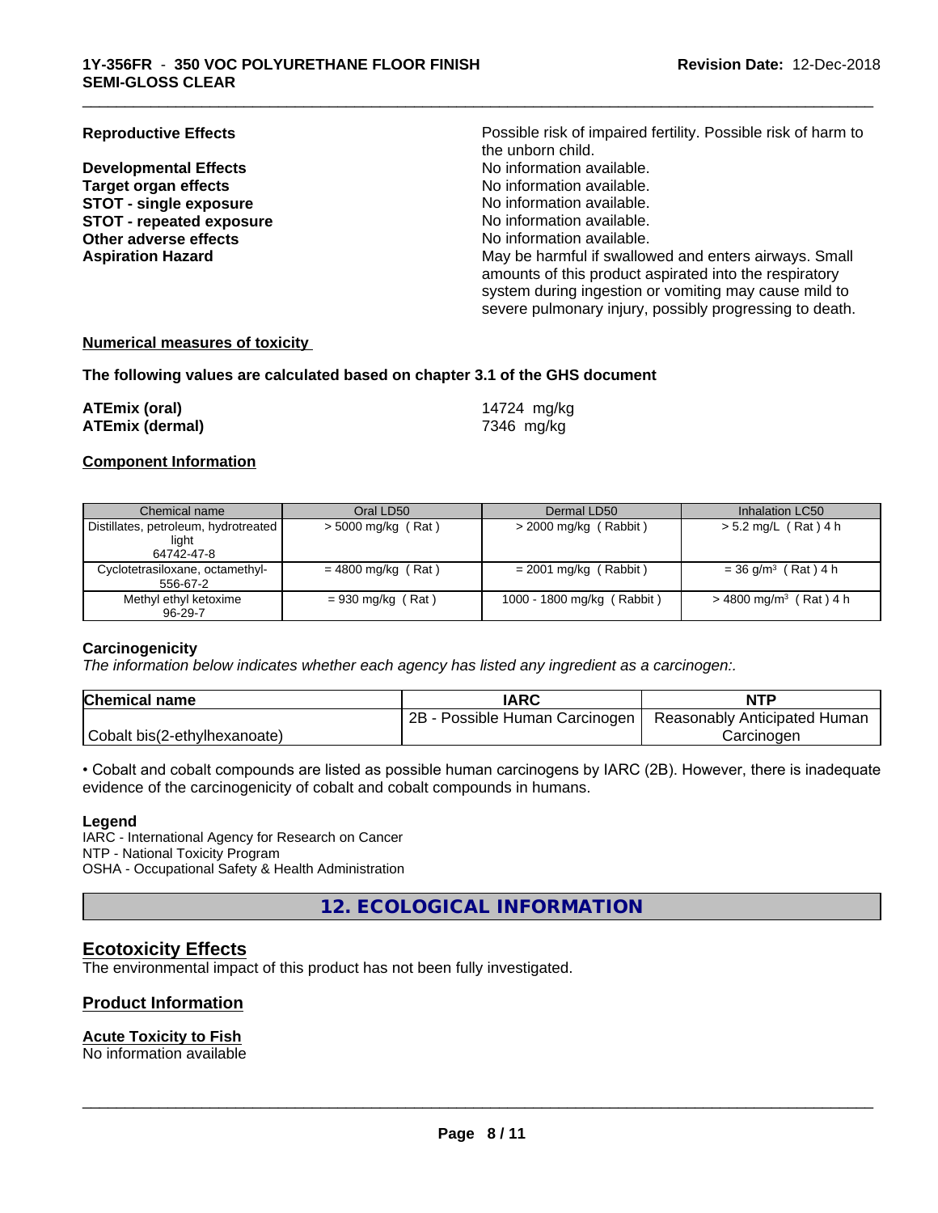**Reproductive Effects** — Possible risk of impaired fertility. Possible risk of harm to the unborn child.
**Developmental Effects** — No information available.
**Target organ effects** — No information available.
**STOT - single exposure** — No information available.
**STOT - repeated exposure** — No information available.
**Other adverse effects** — No information available.
**Aspiration Hazard** — May be harmful if swallowed and enters airways. Small amounts of this product aspirated into the respiratory system during ingestion or vomiting may cause mild to severe pulmonary injury, possibly progressing to death.

## Numerical measures of toxicity

**The following values are calculated based on chapter 3.1 of the GHS document**

**ATEmix (oral)** 14724 mg/kg
**ATEmix (dermal)** 7346 mg/kg

## Component Information

| Chemical name | Oral LD50 | Dermal LD50 | Inhalation LC50 |
|---|---|---|---|
| Distillates, petroleum, hydrotreated light<br>64742-47-8 | > 5000 mg/kg ( Rat ) | > 2000 mg/kg ( Rabbit ) | > 5.2 mg/L ( Rat ) 4 h |
| Cyclotetrasiloxane, octamethyl-<br>556-67-2 | = 4800 mg/kg ( Rat ) | = 2001 mg/kg ( Rabbit ) | = 36 g/m³ ( Rat ) 4 h |
| Methyl ethyl ketoxime<br>96-29-7 | = 930 mg/kg ( Rat ) | 1000 - 1800 mg/kg ( Rabbit ) | > 4800 mg/m³ ( Rat ) 4 h |

### Carcinogenicity

*The information below indicates whether each agency has listed any ingredient as a carcinogen:.*

| Chemical name | IARC | NTP |
|---|---|---|
| Cobalt bis(2-ethylhexanoate) | 2B - Possible Human Carcinogen | Reasonably Anticipated Human Carcinogen |

• Cobalt and cobalt compounds are listed as possible human carcinogens by IARC (2B). However, there is inadequate evidence of the carcinogenicity of cobalt and cobalt compounds in humans.

**Legend**
IARC - International Agency for Research on Cancer
NTP - National Toxicity Program
OSHA - Occupational Safety & Health Administration

# 12. ECOLOGICAL INFORMATION

## Ecotoxicity Effects

The environmental impact of this product has not been fully investigated.

## Product Information

### Acute Toxicity to Fish

No information available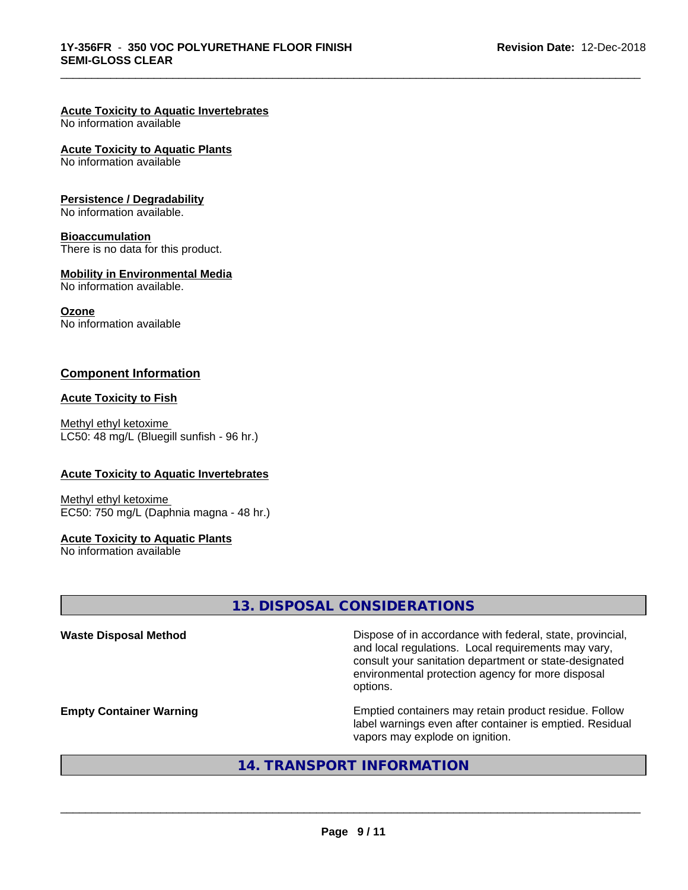### Acute Toxicity to Aquatic Invertebrates
No information available

### Acute Toxicity to Aquatic Plants
No information available

### Persistence / Degradability
No information available.

### Bioaccumulation
There is no data for this product.

### Mobility in Environmental Media
No information available.

### Ozone
No information available

## Component Information

### Acute Toxicity to Fish

Methyl ethyl ketoxime
LC50: 48 mg/L (Bluegill sunfish - 96 hr.)

### Acute Toxicity to Aquatic Invertebrates

Methyl ethyl ketoxime
EC50: 750 mg/L (Daphnia magna - 48 hr.)

### Acute Toxicity to Aquatic Plants
No information available

## 13. DISPOSAL CONSIDERATIONS

**Waste Disposal Method**

Dispose of in accordance with federal, state, provincial, and local regulations. Local requirements may vary, consult your sanitation department or state-designated environmental protection agency for more disposal options.

**Empty Container Warning**

Emptied containers may retain product residue. Follow label warnings even after container is emptied. Residual vapors may explode on ignition.

## 14. TRANSPORT INFORMATION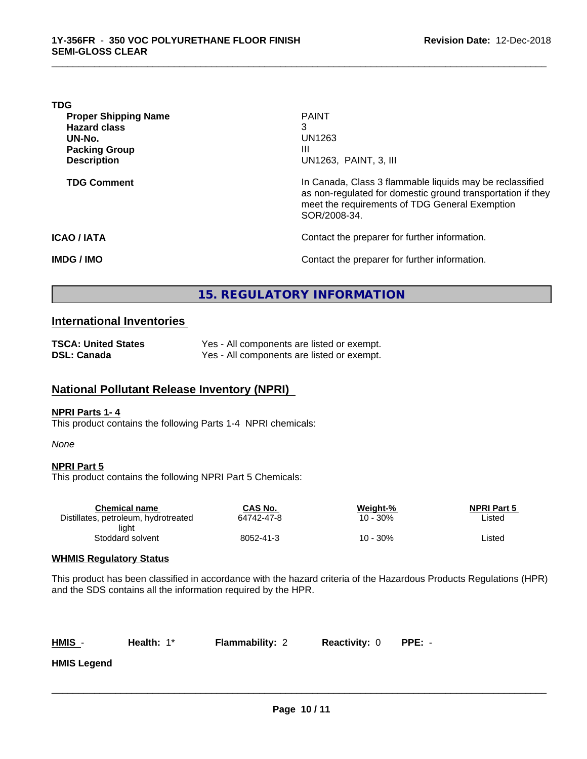**TDG**

| | |
|---|---|
| **Proper Shipping Name** | PAINT |
| **Hazard class** | 3 |
| **UN-No.** | UN1263 |
| **Packing Group** | III |
| **Description** | UN1263, PAINT, 3, III |
| **TDG Comment** | In Canada, Class 3 flammable liquids may be reclassified as non-regulated for domestic ground transportation if they meet the requirements of TDG General Exemption SOR/2008-34. |

**ICAO / IATA** Contact the preparer for further information.

**IMDG / IMO** Contact the preparer for further information.

# 15. REGULATORY INFORMATION

## International Inventories

| | |
|---|---|
| **TSCA: United States** | Yes - All components are listed or exempt. |
| **DSL: Canada** | Yes - All components are listed or exempt. |

## National Pollutant Release Inventory (NPRI)

**NPRI Parts 1- 4**

This product contains the following Parts 1-4 NPRI chemicals:

*None*

**NPRI Part 5**

This product contains the following NPRI Part 5 Chemicals:

| Chemical name | CAS No. | Weight-% | NPRI Part 5 |
|---|---|---|---|
| Distillates, petroleum, hydrotreated light | 64742-47-8 | 10 - 30% | Listed |
| Stoddard solvent | 8052-41-3 | 10 - 30% | Listed |

**WHMIS Regulatory Status**

This product has been classified in accordance with the hazard criteria of the Hazardous Products Regulations (HPR) and the SDS contains all the information required by the HPR.

**HMIS** - **Health:** 1* **Flammability:** 2 **Reactivity:** 0 **PPE:** -

**HMIS Legend**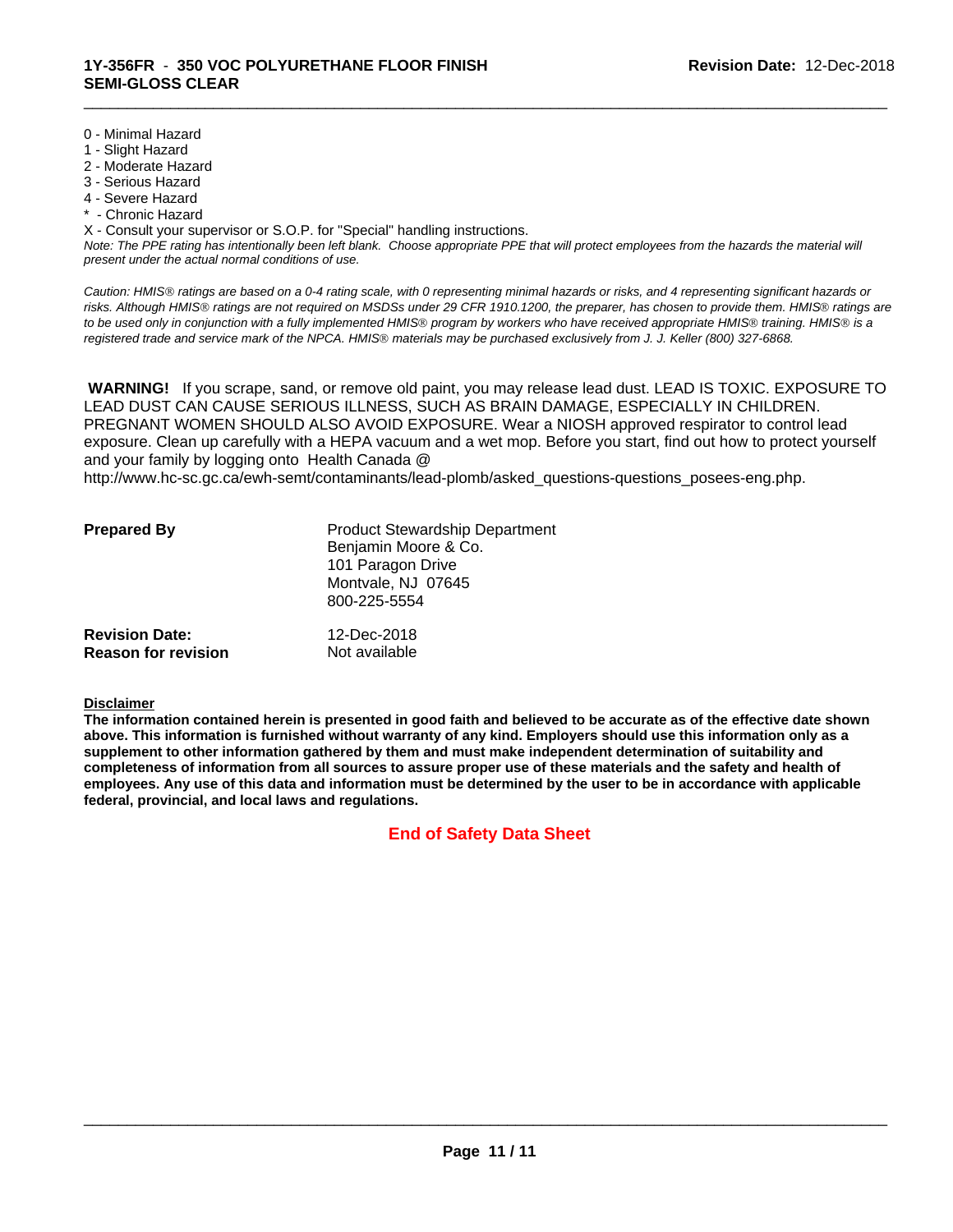0 - Minimal Hazard
1 - Slight Hazard
2 - Moderate Hazard
3 - Serious Hazard
4 - Severe Hazard
* - Chronic Hazard
X - Consult your supervisor or S.O.P. for "Special" handling instructions.

*Note: The PPE rating has intentionally been left blank. Choose appropriate PPE that will protect employees from the hazards the material will present under the actual normal conditions of use.*

*Caution: HMIS® ratings are based on a 0-4 rating scale, with 0 representing minimal hazards or risks, and 4 representing significant hazards or risks. Although HMIS® ratings are not required on MSDSs under 29 CFR 1910.1200, the preparer, has chosen to provide them. HMIS® ratings are to be used only in conjunction with a fully implemented HMIS® program by workers who have received appropriate HMIS® training. HMIS® is a registered trade and service mark of the NPCA. HMIS® materials may be purchased exclusively from J. J. Keller (800) 327-6868.*

**WARNING!** If you scrape, sand, or remove old paint, you may release lead dust. LEAD IS TOXIC. EXPOSURE TO LEAD DUST CAN CAUSE SERIOUS ILLNESS, SUCH AS BRAIN DAMAGE, ESPECIALLY IN CHILDREN. PREGNANT WOMEN SHOULD ALSO AVOID EXPOSURE. Wear a NIOSH approved respirator to control lead exposure. Clean up carefully with a HEPA vacuum and a wet mop. Before you start, find out how to protect yourself and your family by logging onto Health Canada @ http://www.hc-sc.gc.ca/ewh-semt/contaminants/lead-plomb/asked_questions-questions_posees-eng.php.

| | |
|---|---|
| **Prepared By** | Product Stewardship Department<br>Benjamin Moore & Co.<br>101 Paragon Drive<br>Montvale, NJ 07645<br>800-225-5554 |
| **Revision Date:** | 12-Dec-2018 |
| **Reason for revision** | Not available |

**Disclaimer**

**The information contained herein is presented in good faith and believed to be accurate as of the effective date shown above. This information is furnished without warranty of any kind. Employers should use this information only as a supplement to other information gathered by them and must make independent determination of suitability and completeness of information from all sources to assure proper use of these materials and the safety and health of employees. Any use of this data and information must be determined by the user to be in accordance with applicable federal, provincial, and local laws and regulations.**

**End of Safety Data Sheet**